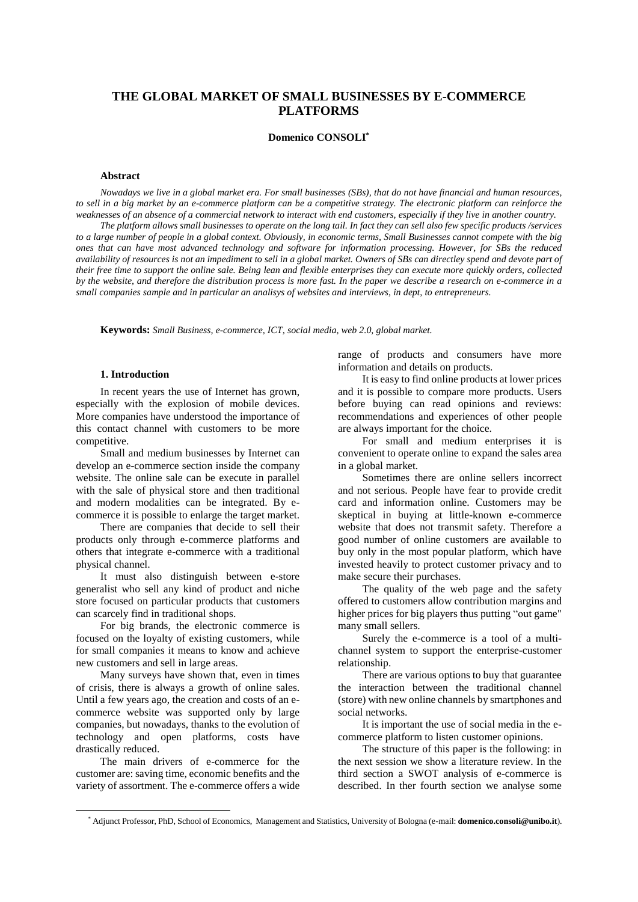# THE GLOBAL MARKET OF SMALL BUSINESSES BY E-COMMERCE PLATFORMS

**Domenico CONSOLI***

### Abstract

*Nowadays we live in a global market era. For small businesses (SBs), that do not have financial and human resources, to sell in a big market by an e-commerce platform can be a competitive strategy. The electronic platform can reinforce the weaknesses of an absence of a commercial network to interact with end customers, especially if they live in another country.*

*The platform allows small businesses to operate on the long tail. In fact they can sell also few specific products /services to a large number of people in a global context. Obviously, in economic terms, Small Businesses cannot compete with the big ones that can have most advanced technology and software for information processing. However, for SBs the reduced availability of resources is not an impediment to sell in a global market. Owners of SBs can directley spend and devote part of their free time to support the online sale. Being lean and flexible enterprises they can execute more quickly orders, collected by the website, and therefore the distribution process is more fast. In the paper we describe a research on e-commerce in a small companies sample and in particular an analisys of websites and interviews, in dept, to entrepreneurs.*

**Keywords:** *Small Business, e-commerce, ICT, social media, web 2.0, global market.*

### 1. Introduction

In recent years the use of Internet has grown, especially with the explosion of mobile devices. More companies have understood the importance of this contact channel with customers to be more competitive.

Small and medium businesses by Internet can develop an e-commerce section inside the company website. The online sale can be execute in parallel with the sale of physical store and then traditional and modern modalities can be integrated. By e-commerce it is possible to enlarge the target market.

There are companies that decide to sell their products only through e-commerce platforms and others that integrate e-commerce with a traditional physical channel.

It must also distinguish between e-store generalist who sell any kind of product and niche store focused on particular products that customers can scarcely find in traditional shops.

For big brands, the electronic commerce is focused on the loyalty of existing customers, while for small companies it means to know and achieve new customers and sell in large areas.

Many surveys have shown that, even in times of crisis, there is always a growth of online sales. Until a few years ago, the creation and costs of an e-commerce website was supported only by large companies, but nowadays, thanks to the evolution of technology and open platforms, costs have drastically reduced.

The main drivers of e-commerce for the customer are: saving time, economic benefits and the variety of assortment. The e-commerce offers a wide range of products and consumers have more information and details on products.

It is easy to find online products at lower prices and it is possible to compare more products. Users before buying can read opinions and reviews: recommendations and experiences of other people are always important for the choice.

For small and medium enterprises it is convenient to operate online to expand the sales area in a global market.

Sometimes there are online sellers incorrect and not serious. People have fear to provide credit card and information online. Customers may be skeptical in buying at little-known e-commerce website that does not transmit safety. Therefore a good number of online customers are available to buy only in the most popular platform, which have invested heavily to protect customer privacy and to make secure their purchases.

The quality of the web page and the safety offered to customers allow contribution margins and higher prices for big players thus putting "out game" many small sellers.

Surely the e-commerce is a tool of a multi-channel system to support the enterprise-customer relationship.

There are various options to buy that guarantee the interaction between the traditional channel (store) with new online channels by smartphones and social networks.

It is important the use of social media in the e-commerce platform to listen customer opinions.

The structure of this paper is the following: in the next session we show a literature review. In the third section a SWOT analysis of e-commerce is described. In ther fourth section we analyse some

---

\* Adjunct Professor, PhD, School of Economics, Management and Statistics, University of Bologna (e-mail: **domenico.consoli@unibo.it**).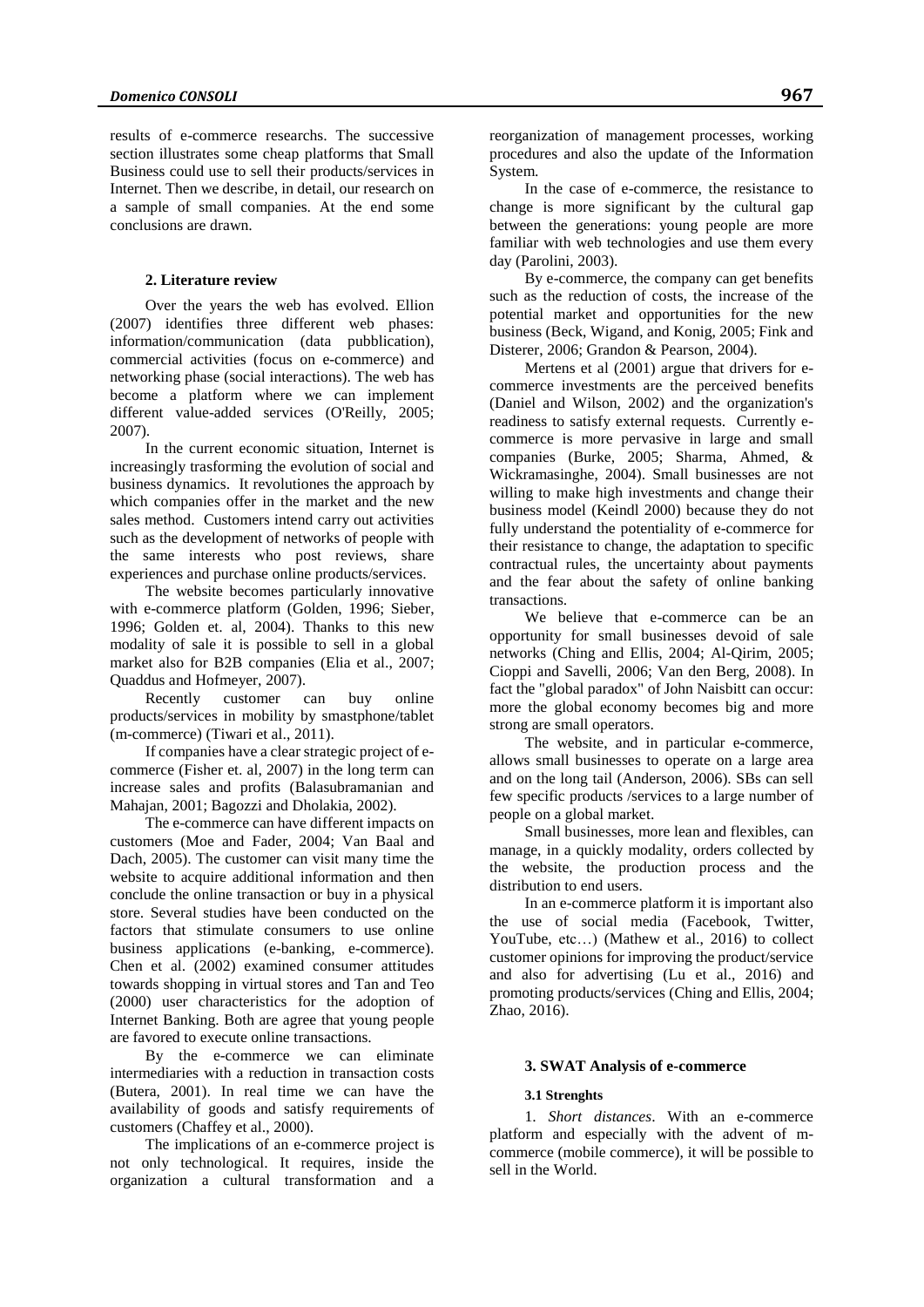results of e-commerce researchs. The successive section illustrates some cheap platforms that Small Business could use to sell their products/services in Internet. Then we describe, in detail, our research on a sample of small companies. At the end some conclusions are drawn.

## 2. Literature review

Over the years the web has evolved. Ellion (2007) identifies three different web phases: information/communication (data pubblication), commercial activities (focus on e-commerce) and networking phase (social interactions). The web has become a platform where we can implement different value-added services (O'Reilly, 2005; 2007).

In the current economic situation, Internet is increasingly trasforming the evolution of social and business dynamics. It revolutiones the approach by which companies offer in the market and the new sales method. Customers intend carry out activities such as the development of networks of people with the same interests who post reviews, share experiences and purchase online products/services.

The website becomes particularly innovative with e-commerce platform (Golden, 1996; Sieber, 1996; Golden et. al, 2004). Thanks to this new modality of sale it is possible to sell in a global market also for B2B companies (Elia et al., 2007; Quaddus and Hofmeyer, 2007).

Recently customer can buy online products/services in mobility by smastphone/tablet (m-commerce) (Tiwari et al., 2011).

If companies have a clear strategic project of e-commerce (Fisher et. al, 2007) in the long term can increase sales and profits (Balasubramanian and Mahajan, 2001; Bagozzi and Dholakia, 2002).

The e-commerce can have different impacts on customers (Moe and Fader, 2004; Van Baal and Dach, 2005). The customer can visit many time the website to acquire additional information and then conclude the online transaction or buy in a physical store. Several studies have been conducted on the factors that stimulate consumers to use online business applications (e-banking, e-commerce). Chen et al. (2002) examined consumer attitudes towards shopping in virtual stores and Tan and Teo (2000) user characteristics for the adoption of Internet Banking. Both are agree that young people are favored to execute online transactions.

By the e-commerce we can eliminate intermediaries with a reduction in transaction costs (Butera, 2001). In real time we can have the availability of goods and satisfy requirements of customers (Chaffey et al., 2000).

The implications of an e-commerce project is not only technological. It requires, inside the organization a cultural transformation and a reorganization of management processes, working procedures and also the update of the Information System.

In the case of e-commerce, the resistance to change is more significant by the cultural gap between the generations: young people are more familiar with web technologies and use them every day (Parolini, 2003).

By e-commerce, the company can get benefits such as the reduction of costs, the increase of the potential market and opportunities for the new business (Beck, Wigand, and Konig, 2005; Fink and Disterer, 2006; Grandon & Pearson, 2004).

Mertens et al (2001) argue that drivers for e-commerce investments are the perceived benefits (Daniel and Wilson, 2002) and the organization's readiness to satisfy external requests. Currently e-commerce is more pervasive in large and small companies (Burke, 2005; Sharma, Ahmed, & Wickramasinghe, 2004). Small businesses are not willing to make high investments and change their business model (Keindl 2000) because they do not fully understand the potentiality of e-commerce for their resistance to change, the adaptation to specific contractual rules, the uncertainty about payments and the fear about the safety of online banking transactions.

We believe that e-commerce can be an opportunity for small businesses devoid of sale networks (Ching and Ellis, 2004; Al-Qirim, 2005; Cioppi and Savelli, 2006; Van den Berg, 2008). In fact the "global paradox" of John Naisbitt can occur: more the global economy becomes big and more strong are small operators.

The website, and in particular e-commerce, allows small businesses to operate on a large area and on the long tail (Anderson, 2006). SBs can sell few specific products /services to a large number of people on a global market.

Small businesses, more lean and flexibles, can manage, in a quickly modality, orders collected by the website, the production process and the distribution to end users.

In an e-commerce platform it is important also the use of social media (Facebook, Twitter, YouTube, etc…) (Mathew et al., 2016) to collect customer opinions for improving the product/service and also for advertising (Lu et al., 2016) and promoting products/services (Ching and Ellis, 2004; Zhao, 2016).

## 3. SWAT Analysis of e-commerce

### 3.1 Strenghts

1. *Short distances*. With an e-commerce platform and especially with the advent of m-commerce (mobile commerce), it will be possible to sell in the World.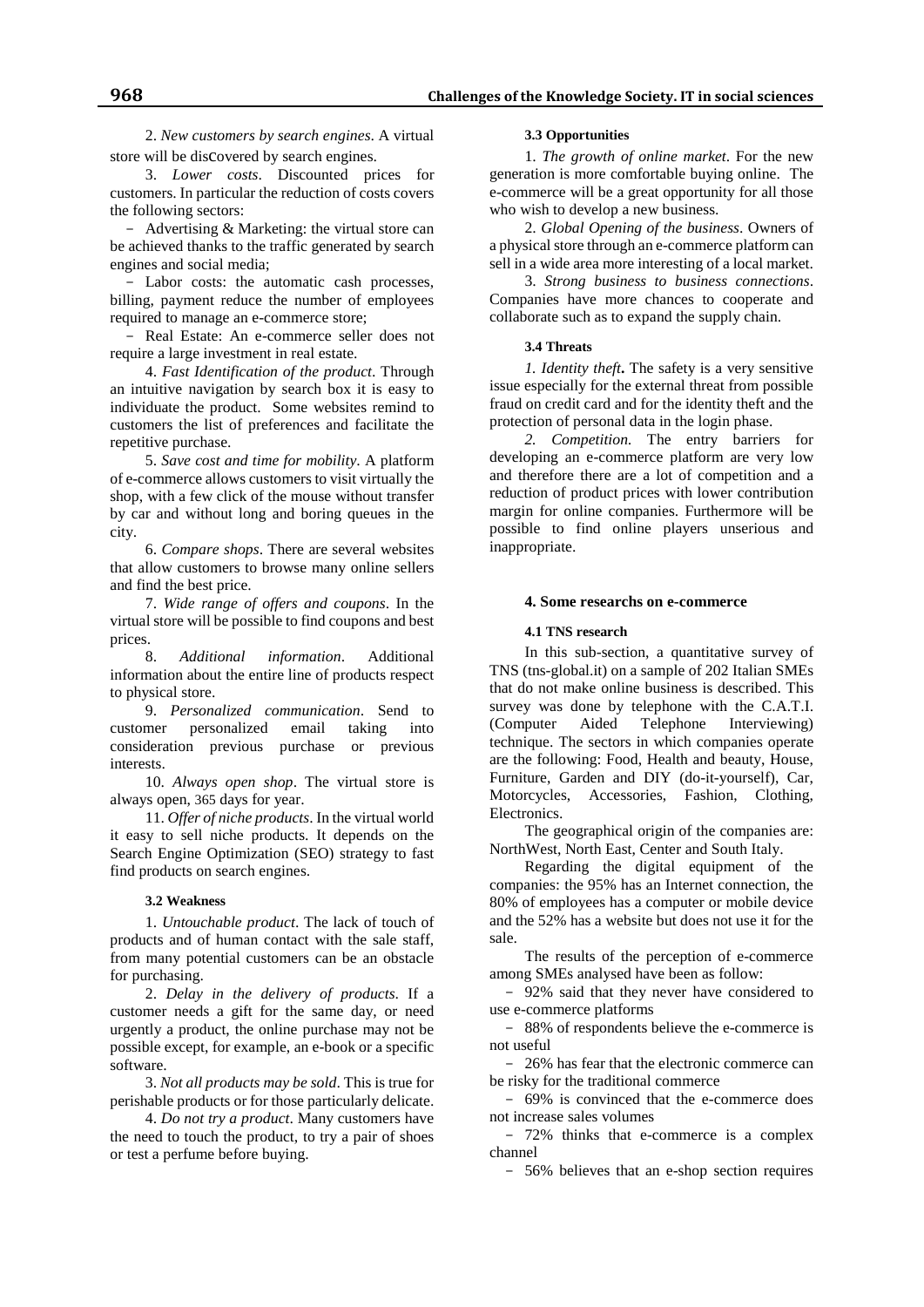2. *New customers by search engines*. A virtual store will be discovered by search engines.

3. *Lower costs*. Discounted prices for customers. In particular the reduction of costs covers the following sectors:

- Advertising & Marketing: the virtual store can be achieved thanks to the traffic generated by search engines and social media;
- Labor costs: the automatic cash processes, billing, payment reduce the number of employees required to manage an e-commerce store;
- Real Estate: An e-commerce seller does not require a large investment in real estate.

4. *Fast Identification of the product*. Through an intuitive navigation by search box it is easy to individuate the product. Some websites remind to customers the list of preferences and facilitate the repetitive purchase.

5. *Save cost and time for mobility*. A platform of e-commerce allows customers to visit virtually the shop, with a few click of the mouse without transfer by car and without long and boring queues in the city.

6. *Compare shops*. There are several websites that allow customers to browse many online sellers and find the best price.

7. *Wide range of offers and coupons*. In the virtual store will be possible to find coupons and best prices.

8. *Additional information*. Additional information about the entire line of products respect to physical store.

9. *Personalized communication*. Send to customer personalized email taking into consideration previous purchase or previous interests.

10. *Always open shop*. The virtual store is always open, 365 days for year.

11. *Offer of niche products*. In the virtual world it easy to sell niche products. It depends on the Search Engine Optimization (SEO) strategy to fast find products on search engines.

#### 3.2 Weakness

1. *Untouchable product*. The lack of touch of products and of human contact with the sale staff, from many potential customers can be an obstacle for purchasing.

2. *Delay in the delivery of products*. If a customer needs a gift for the same day, or need urgently a product, the online purchase may not be possible except, for example, an e-book or a specific software.

3. *Not all products may be sold*. This is true for perishable products or for those particularly delicate.

4. *Do not try a product*. Many customers have the need to touch the product, to try a pair of shoes or test a perfume before buying.

#### 3.3 Opportunities

1. *The growth of online market*. For the new generation is more comfortable buying online. The e-commerce will be a great opportunity for all those who wish to develop a new business.

2. *Global Opening of the business*. Owners of a physical store through an e-commerce platform can sell in a wide area more interesting of a local market.

3. *Strong business to business connections*. Companies have more chances to cooperate and collaborate such as to expand the supply chain.

#### 3.4 Threats

*1. Identity theft***.** The safety is a very sensitive issue especially for the external threat from possible fraud on credit card and for the identity theft and the protection of personal data in the login phase.

*2. Competition.* The entry barriers for developing an e-commerce platform are very low and therefore there are a lot of competition and a reduction of product prices with lower contribution margin for online companies. Furthermore will be possible to find online players unserious and inappropriate.

## 4. Some researchs on e-commerce

### 4.1 TNS research

In this sub-section, a quantitative survey of TNS (tns-global.it) on a sample of 202 Italian SMEs that do not make online business is described. This survey was done by telephone with the C.A.T.I. (Computer Aided Telephone Interviewing) technique. The sectors in which companies operate are the following: Food, Health and beauty, House, Furniture, Garden and DIY (do-it-yourself), Car, Motorcycles, Accessories, Fashion, Clothing, Electronics.

The geographical origin of the companies are: NorthWest, North East, Center and South Italy.

Regarding the digital equipment of the companies: the 95% has an Internet connection, the 80% of employees has a computer or mobile device and the 52% has a website but does not use it for the sale.

The results of the perception of e-commerce among SMEs analysed have been as follow:

- 92% said that they never have considered to use e-commerce platforms
- 88% of respondents believe the e-commerce is not useful
- 26% has fear that the electronic commerce can be risky for the traditional commerce
- 69% is convinced that the e-commerce does not increase sales volumes
- 72% thinks that e-commerce is a complex channel
- 56% believes that an e-shop section requires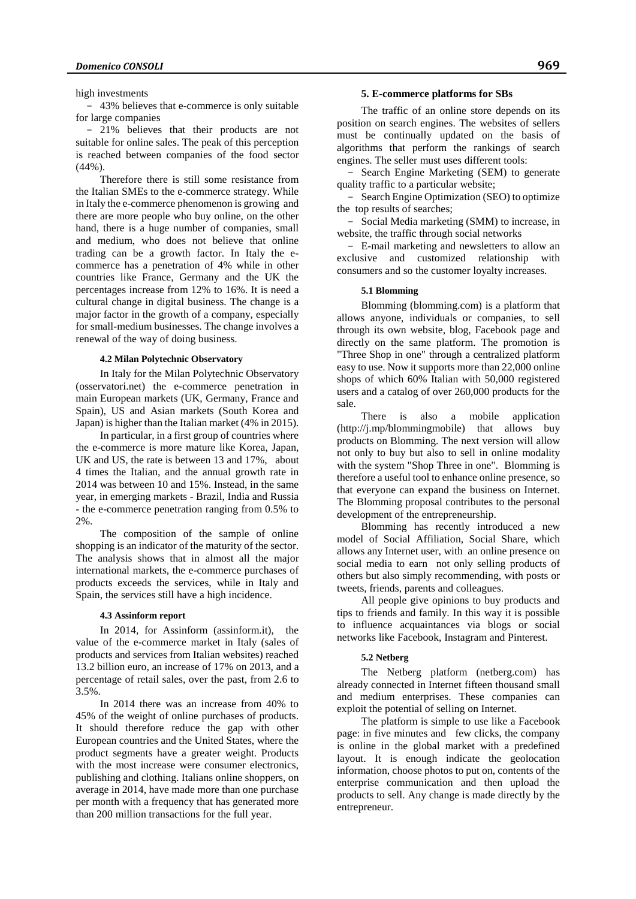high investments

- 43% believes that e-commerce is only suitable for large companies
- 21% believes that their products are not suitable for online sales. The peak of this perception is reached between companies of the food sector (44%).

Therefore there is still some resistance from the Italian SMEs to the e-commerce strategy. While in Italy the e-commerce phenomenon is growing and there are more people who buy online, on the other hand, there is a huge number of companies, small and medium, who does not believe that online trading can be a growth factor. In Italy the e-commerce has a penetration of 4% while in other countries like France, Germany and the UK the percentages increase from 12% to 16%. It is need a cultural change in digital business. The change is a major factor in the growth of a company, especially for small-medium businesses. The change involves a renewal of the way of doing business.

#### 4.2 Milan Polytechnic Observatory

In Italy for the Milan Polytechnic Observatory (osservatori.net) the e-commerce penetration in main European markets (UK, Germany, France and Spain), US and Asian markets (South Korea and Japan) is higher than the Italian market (4% in 2015).

In particular, in a first group of countries where the e-commerce is more mature like Korea, Japan, UK and US, the rate is between 13 and 17%, about 4 times the Italian, and the annual growth rate in 2014 was between 10 and 15%. Instead, in the same year, in emerging markets - Brazil, India and Russia - the e-commerce penetration ranging from 0.5% to 2%.

The composition of the sample of online shopping is an indicator of the maturity of the sector. The analysis shows that in almost all the major international markets, the e-commerce purchases of products exceeds the services, while in Italy and Spain, the services still have a high incidence.

#### 4.3 Assinform report

In 2014, for Assinform (assinform.it), the value of the e-commerce market in Italy (sales of products and services from Italian websites) reached 13.2 billion euro, an increase of 17% on 2013, and a percentage of retail sales, over the past, from 2.6 to 3.5%.

In 2014 there was an increase from 40% to 45% of the weight of online purchases of products. It should therefore reduce the gap with other European countries and the United States, where the product segments have a greater weight. Products with the most increase were consumer electronics, publishing and clothing. Italians online shoppers, on average in 2014, have made more than one purchase per month with a frequency that has generated more than 200 million transactions for the full year.

### 5. E-commerce platforms for SBs

The traffic of an online store depends on its position on search engines. The websites of sellers must be continually updated on the basis of algorithms that perform the rankings of search engines. The seller must uses different tools:

- Search Engine Marketing (SEM) to generate quality traffic to a particular website;
- Search Engine Optimization (SEO) to optimize the top results of searches;
- Social Media marketing (SMM) to increase, in website, the traffic through social networks
- E-mail marketing and newsletters to allow an exclusive and customized relationship with consumers and so the customer loyalty increases.

#### 5.1 Blomming

Blomming (blomming.com) is a platform that allows anyone, individuals or companies, to sell through its own website, blog, Facebook page and directly on the same platform. The promotion is "Three Shop in one" through a centralized platform easy to use. Now it supports more than 22,000 online shops of which 60% Italian with 50,000 registered users and a catalog of over 260,000 products for the sale.

There is also a mobile application (http://j.mp/blommingmobile) that allows buy products on Blomming. The next version will allow not only to buy but also to sell in online modality with the system "Shop Three in one". Blomming is therefore a useful tool to enhance online presence, so that everyone can expand the business on Internet. The Blomming proposal contributes to the personal development of the entrepreneurship.

Blomming has recently introduced a new model of Social Affiliation, Social Share, which allows any Internet user, with an online presence on social media to earn not only selling products of others but also simply recommending, with posts or tweets, friends, parents and colleagues.

All people give opinions to buy products and tips to friends and family. In this way it is possible to influence acquaintances via blogs or social networks like Facebook, Instagram and Pinterest.

#### 5.2 Netberg

The Netberg platform (netberg.com) has already connected in Internet fifteen thousand small and medium enterprises. These companies can exploit the potential of selling on Internet.

The platform is simple to use like a Facebook page: in five minutes and few clicks, the company is online in the global market with a predefined layout. It is enough indicate the geolocation information, choose photos to put on, contents of the enterprise communication and then upload the products to sell. Any change is made directly by the entrepreneur.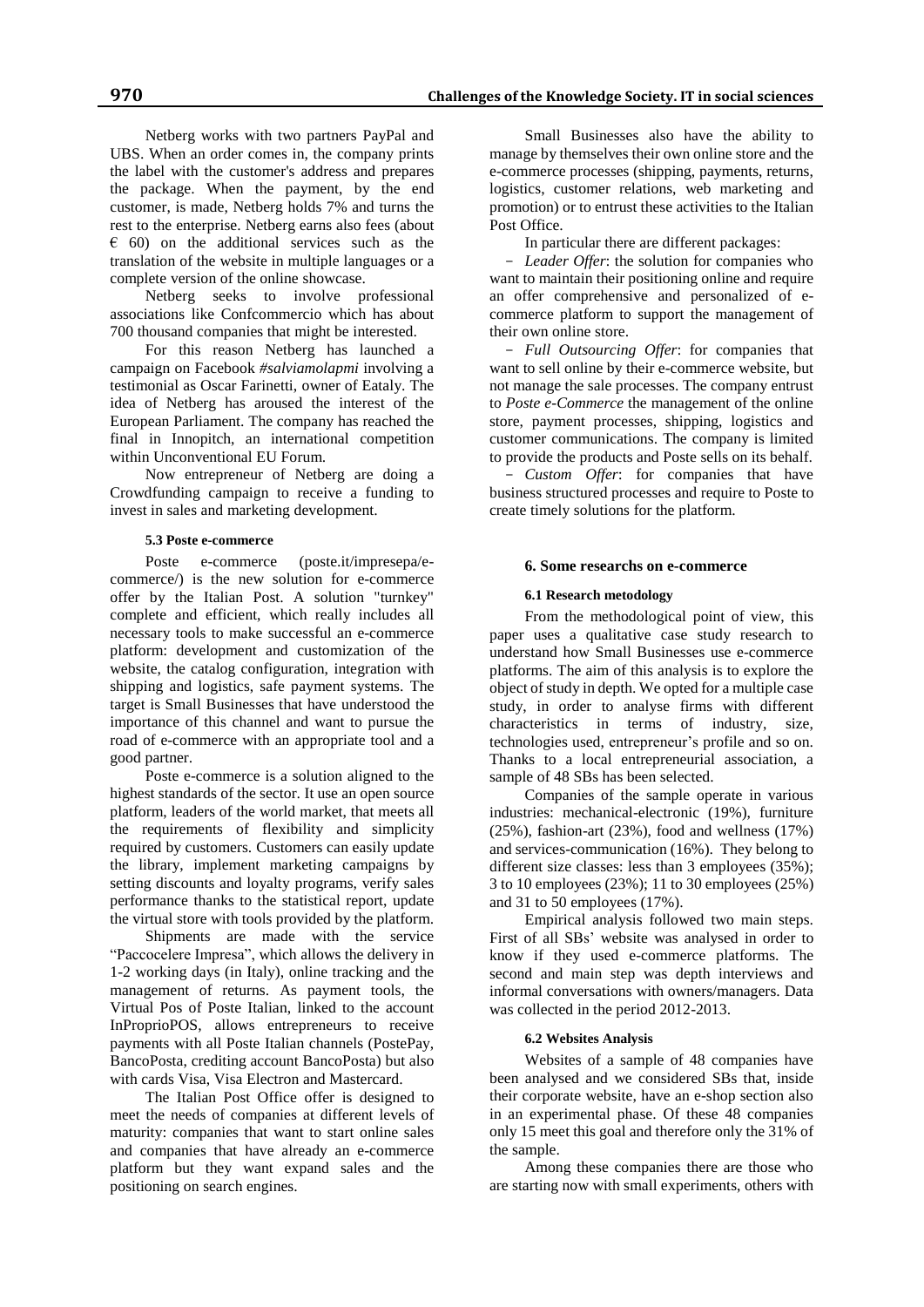Netberg works with two partners PayPal and UBS. When an order comes in, the company prints the label with the customer's address and prepares the package. When the payment, by the end customer, is made, Netberg holds 7% and turns the rest to the enterprise. Netberg earns also fees (about € 60) on the additional services such as the translation of the website in multiple languages or a complete version of the online showcase.

Netberg seeks to involve professional associations like Confcommercio which has about 700 thousand companies that might be interested.

For this reason Netberg has launched a campaign on Facebook *#salviamolapmi* involving a testimonial as Oscar Farinetti, owner of Eataly. The idea of Netberg has aroused the interest of the European Parliament. The company has reached the final in Innopitch, an international competition within Unconventional EU Forum.

Now entrepreneur of Netberg are doing a Crowdfunding campaign to receive a funding to invest in sales and marketing development.

#### 5.3 Poste e-commerce

Poste e-commerce (poste.it/impresepa/e-commerce/) is the new solution for e-commerce offer by the Italian Post. A solution "turnkey" complete and efficient, which really includes all necessary tools to make successful an e-commerce platform: development and customization of the website, the catalog configuration, integration with shipping and logistics, safe payment systems. The target is Small Businesses that have understood the importance of this channel and want to pursue the road of e-commerce with an appropriate tool and a good partner.

Poste e-commerce is a solution aligned to the highest standards of the sector. It use an open source platform, leaders of the world market, that meets all the requirements of flexibility and simplicity required by customers. Customers can easily update the library, implement marketing campaigns by setting discounts and loyalty programs, verify sales performance thanks to the statistical report, update the virtual store with tools provided by the platform.

Shipments are made with the service "Paccocelere Impresa", which allows the delivery in 1-2 working days (in Italy), online tracking and the management of returns. As payment tools, the Virtual Pos of Poste Italian, linked to the account InProprioPOS, allows entrepreneurs to receive payments with all Poste Italian channels (PostePay, BancoPosta, crediting account BancoPosta) but also with cards Visa, Visa Electron and Mastercard.

The Italian Post Office offer is designed to meet the needs of companies at different levels of maturity: companies that want to start online sales and companies that have already an e-commerce platform but they want expand sales and the positioning on search engines.

Small Businesses also have the ability to manage by themselves their own online store and the e-commerce processes (shipping, payments, returns, logistics, customer relations, web marketing and promotion) or to entrust these activities to the Italian Post Office.

In particular there are different packages:

- *Leader Offer*: the solution for companies who want to maintain their positioning online and require an offer comprehensive and personalized of e-commerce platform to support the management of their own online store.
- *Full Outsourcing Offer*: for companies that want to sell online by their e-commerce website, but not manage the sale processes. The company entrust to *Poste e-Commerce* the management of the online store, payment processes, shipping, logistics and customer communications. The company is limited to provide the products and Poste sells on its behalf.
- *Custom Offer*: for companies that have business structured processes and require to Poste to create timely solutions for the platform.

### 6. Some researchs on e-commerce

#### 6.1 Research metodology

From the methodological point of view, this paper uses a qualitative case study research to understand how Small Businesses use e-commerce platforms. The aim of this analysis is to explore the object of study in depth. We opted for a multiple case study, in order to analyse firms with different characteristics in terms of industry, size, technologies used, entrepreneur's profile and so on. Thanks to a local entrepreneurial association, a sample of 48 SBs has been selected.

Companies of the sample operate in various industries: mechanical-electronic (19%), furniture (25%), fashion-art (23%), food and wellness (17%) and services-communication (16%). They belong to different size classes: less than 3 employees (35%); 3 to 10 employees (23%); 11 to 30 employees (25%) and 31 to 50 employees (17%).

Empirical analysis followed two main steps. First of all SBs' website was analysed in order to know if they used e-commerce platforms. The second and main step was depth interviews and informal conversations with owners/managers. Data was collected in the period 2012-2013.

#### 6.2 Websites Analysis

Websites of a sample of 48 companies have been analysed and we considered SBs that, inside their corporate website, have an e-shop section also in an experimental phase. Of these 48 companies only 15 meet this goal and therefore only the 31% of the sample.

Among these companies there are those who are starting now with small experiments, others with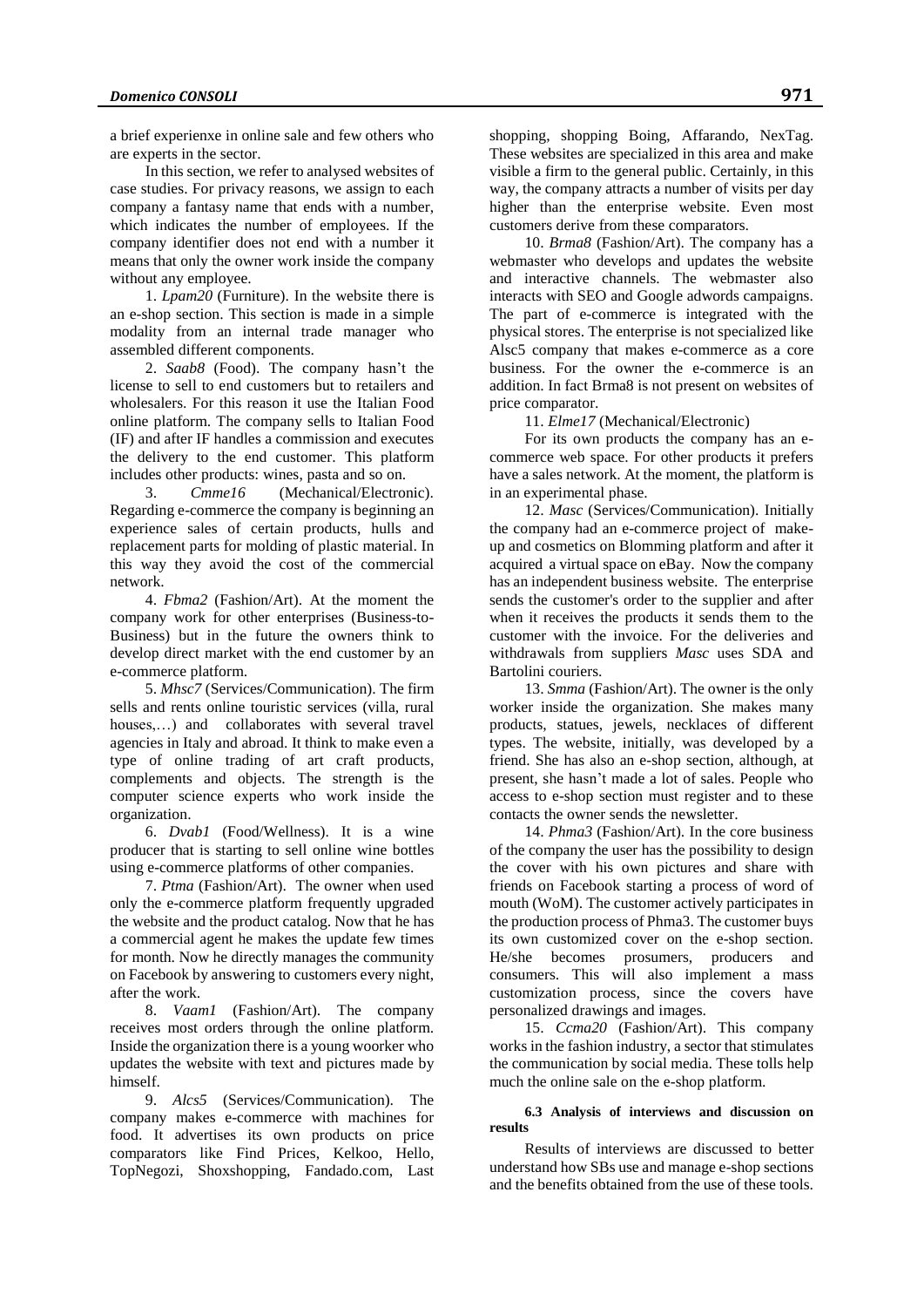a brief experienxe in online sale and few others who are experts in the sector.

In this section, we refer to analysed websites of case studies. For privacy reasons, we assign to each company a fantasy name that ends with a number, which indicates the number of employees. If the company identifier does not end with a number it means that only the owner work inside the company without any employee.

1. *Lpam20* (Furniture). In the website there is an e-shop section. This section is made in a simple modality from an internal trade manager who assembled different components.

2. *Saab8* (Food). The company hasn't the license to sell to end customers but to retailers and wholesalers. For this reason it use the Italian Food online platform. The company sells to Italian Food (IF) and after IF handles a commission and executes the delivery to the end customer. This platform includes other products: wines, pasta and so on.

3. *Cmme16* (Mechanical/Electronic). Regarding e-commerce the company is beginning an experience sales of certain products, hulls and replacement parts for molding of plastic material. In this way they avoid the cost of the commercial network.

4. *Fbma2* (Fashion/Art). At the moment the company work for other enterprises (Business-to-Business) but in the future the owners think to develop direct market with the end customer by an e-commerce platform.

5. *Mhsc7* (Services/Communication). The firm sells and rents online touristic services (villa, rural houses,…) and collaborates with several travel agencies in Italy and abroad. It think to make even a type of online trading of art craft products, complements and objects. The strength is the computer science experts who work inside the organization.

6. *Dvab1* (Food/Wellness). It is a wine producer that is starting to sell online wine bottles using e-commerce platforms of other companies.

7. *Ptma* (Fashion/Art). The owner when used only the e-commerce platform frequently upgraded the website and the product catalog. Now that he has a commercial agent he makes the update few times for month. Now he directly manages the community on Facebook by answering to customers every night, after the work.

8. *Vaam1* (Fashion/Art). The company receives most orders through the online platform. Inside the organization there is a young woorker who updates the website with text and pictures made by himself.

9. *Alcs5* (Services/Communication). The company makes e-commerce with machines for food. It advertises its own products on price comparators like Find Prices, Kelkoo, Hello, TopNegozi, Shoxshopping, Fandado.com, Last shopping, shopping Boing, Affarando, NexTag. These websites are specialized in this area and make visible a firm to the general public. Certainly, in this way, the company attracts a number of visits per day higher than the enterprise website. Even most customers derive from these comparators.

10. *Brma8* (Fashion/Art). The company has a webmaster who develops and updates the website and interactive channels. The webmaster also interacts with SEO and Google adwords campaigns. The part of e-commerce is integrated with the physical stores. The enterprise is not specialized like Alsc5 company that makes e-commerce as a core business. For the owner the e-commerce is an addition. In fact Brma8 is not present on websites of price comparator.

11. *Elme17* (Mechanical/Electronic)

For its own products the company has an e-commerce web space. For other products it prefers have a sales network. At the moment, the platform is in an experimental phase.

12. *Masc* (Services/Communication). Initially the company had an e-commerce project of make-up and cosmetics on Blomming platform and after it acquired a virtual space on eBay. Now the company has an independent business website. The enterprise sends the customer's order to the supplier and after when it receives the products it sends them to the customer with the invoice. For the deliveries and withdrawals from suppliers *Masc* uses SDA and Bartolini couriers.

13. *Smma* (Fashion/Art). The owner is the only worker inside the organization. She makes many products, statues, jewels, necklaces of different types. The website, initially, was developed by a friend. She has also an e-shop section, although, at present, she hasn't made a lot of sales. People who access to e-shop section must register and to these contacts the owner sends the newsletter.

14. *Phma3* (Fashion/Art). In the core business of the company the user has the possibility to design the cover with his own pictures and share with friends on Facebook starting a process of word of mouth (WoM). The customer actively participates in the production process of Phma3. The customer buys its own customized cover on the e-shop section. He/she becomes prosumers, producers and consumers. This will also implement a mass customization process, since the covers have personalized drawings and images.

15. *Ccma20* (Fashion/Art). This company works in the fashion industry, a sector that stimulates the communication by social media. These tolls help much the online sale on the e-shop platform.

#### 6.3 Analysis of interviews and discussion on results

Results of interviews are discussed to better understand how SBs use and manage e-shop sections and the benefits obtained from the use of these tools.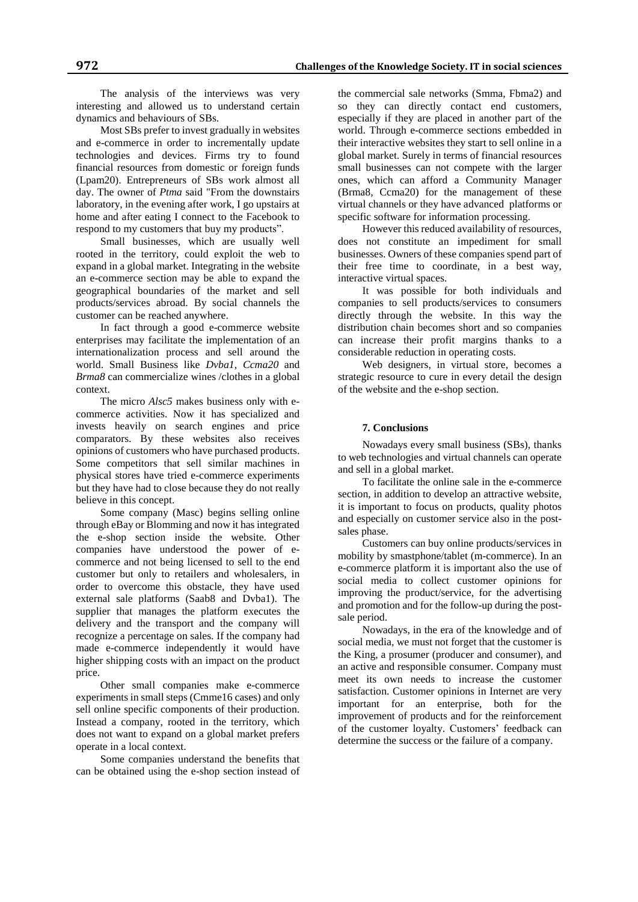The analysis of the interviews was very interesting and allowed us to understand certain dynamics and behaviours of SBs.

Most SBs prefer to invest gradually in websites and e-commerce in order to incrementally update technologies and devices. Firms try to found financial resources from domestic or foreign funds (Lpam20). Entrepreneurs of SBs work almost all day. The owner of *Ptma* said "From the downstairs laboratory, in the evening after work, I go upstairs at home and after eating I connect to the Facebook to respond to my customers that buy my products".

Small businesses, which are usually well rooted in the territory, could exploit the web to expand in a global market. Integrating in the website an e-commerce section may be able to expand the geographical boundaries of the market and sell products/services abroad. By social channels the customer can be reached anywhere.

In fact through a good e-commerce website enterprises may facilitate the implementation of an internationalization process and sell around the world. Small Business like *Dvba1*, *Ccma20* and *Brma8* can commercialize wines /clothes in a global context.

The micro *Alsc5* makes business only with e-commerce activities. Now it has specialized and invests heavily on search engines and price comparators. By these websites also receives opinions of customers who have purchased products. Some competitors that sell similar machines in physical stores have tried e-commerce experiments but they have had to close because they do not really believe in this concept.

Some company (Masc) begins selling online through eBay or Blomming and now it has integrated the e-shop section inside the website. Other companies have understood the power of e-commerce and not being licensed to sell to the end customer but only to retailers and wholesalers, in order to overcome this obstacle, they have used external sale platforms (Saab8 and Dvba1). The supplier that manages the platform executes the delivery and the transport and the company will recognize a percentage on sales. If the company had made e-commerce independently it would have higher shipping costs with an impact on the product price.

Other small companies make e-commerce experiments in small steps (Cmme16 cases) and only sell online specific components of their production. Instead a company, rooted in the territory, which does not want to expand on a global market prefers operate in a local context.

Some companies understand the benefits that can be obtained using the e-shop section instead of the commercial sale networks (Smma, Fbma2) and so they can directly contact end customers, especially if they are placed in another part of the world. Through e-commerce sections embedded in their interactive websites they start to sell online in a global market. Surely in terms of financial resources small businesses can not compete with the larger ones, which can afford a Community Manager (Brma8, Ccma20) for the management of these virtual channels or they have advanced platforms or specific software for information processing.

However this reduced availability of resources, does not constitute an impediment for small businesses. Owners of these companies spend part of their free time to coordinate, in a best way, interactive virtual spaces.

It was possible for both individuals and companies to sell products/services to consumers directly through the website. In this way the distribution chain becomes short and so companies can increase their profit margins thanks to a considerable reduction in operating costs.

Web designers, in virtual store, becomes a strategic resource to cure in every detail the design of the website and the e-shop section.

## 7. Conclusions

Nowadays every small business (SBs), thanks to web technologies and virtual channels can operate and sell in a global market.

To facilitate the online sale in the e-commerce section, in addition to develop an attractive website, it is important to focus on products, quality photos and especially on customer service also in the post-sales phase.

Customers can buy online products/services in mobility by smastphone/tablet (m-commerce). In an e-commerce platform it is important also the use of social media to collect customer opinions for improving the product/service, for the advertising and promotion and for the follow-up during the post-sale period.

Nowadays, in the era of the knowledge and of social media, we must not forget that the customer is the King, a prosumer (producer and consumer), and an active and responsible consumer. Company must meet its own needs to increase the customer satisfaction. Customer opinions in Internet are very important for an enterprise, both for the improvement of products and for the reinforcement of the customer loyalty. Customers' feedback can determine the success or the failure of a company.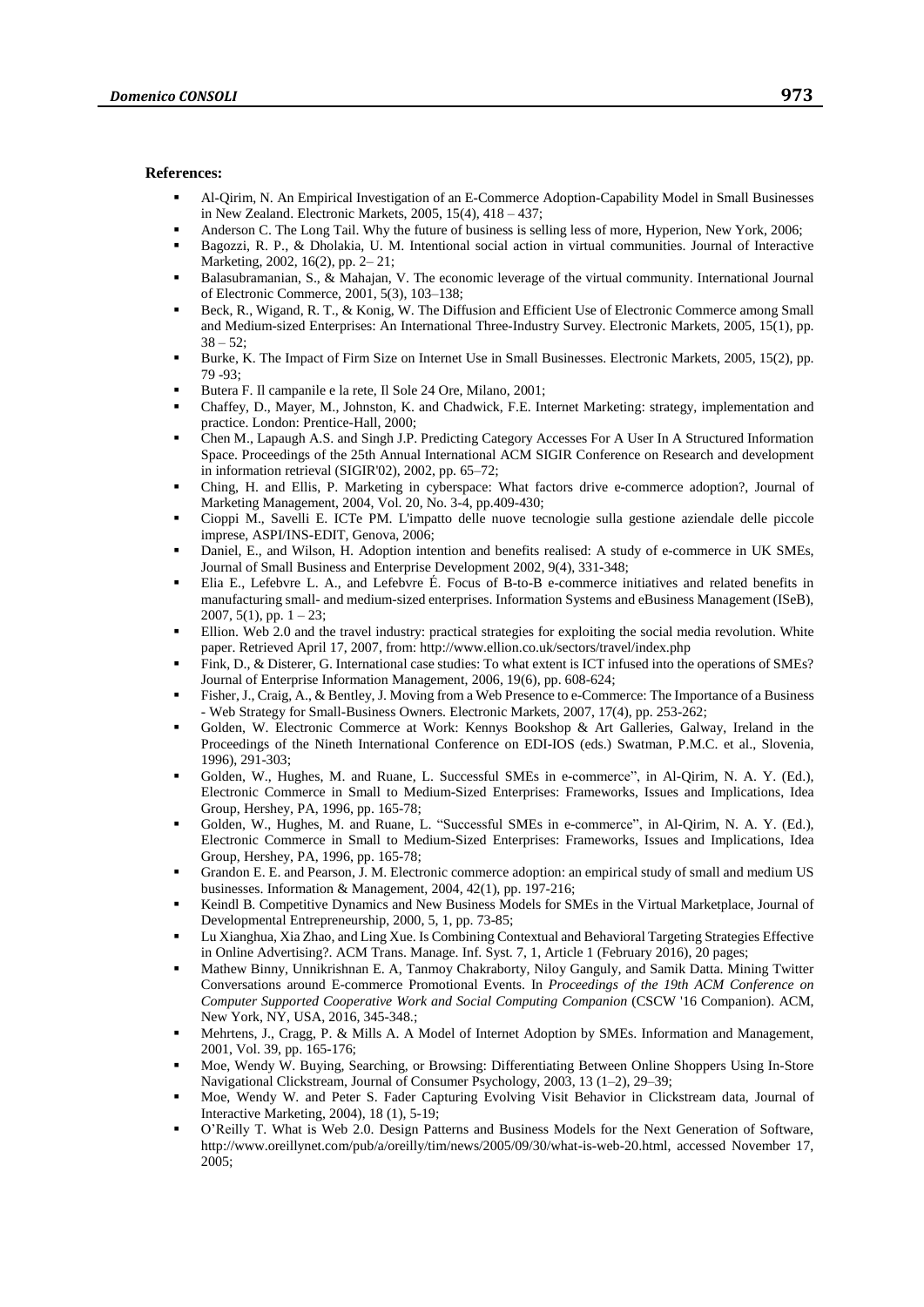**References:**

- Al-Qirim, N. An Empirical Investigation of an E-Commerce Adoption-Capability Model in Small Businesses in New Zealand. Electronic Markets, 2005, 15(4), 418 – 437;
- Anderson C. The Long Tail. Why the future of business is selling less of more, Hyperion, New York, 2006;
- Bagozzi, R. P., & Dholakia, U. M. Intentional social action in virtual communities. Journal of Interactive Marketing, 2002, 16(2), pp. 2– 21;
- Balasubramanian, S., & Mahajan, V. The economic leverage of the virtual community. International Journal of Electronic Commerce, 2001, 5(3), 103–138;
- Beck, R., Wigand, R. T., & Konig, W. The Diffusion and Efficient Use of Electronic Commerce among Small and Medium-sized Enterprises: An International Three-Industry Survey. Electronic Markets, 2005, 15(1), pp. 38 – 52;
- Burke, K. The Impact of Firm Size on Internet Use in Small Businesses. Electronic Markets, 2005, 15(2), pp. 79 -93;
- Butera F. Il campanile e la rete, Il Sole 24 Ore, Milano, 2001;
- Chaffey, D., Mayer, M., Johnston, K. and Chadwick, F.E. Internet Marketing: strategy, implementation and practice. London: Prentice-Hall, 2000;
- Chen M., Lapaugh A.S. and Singh J.P. Predicting Category Accesses For A User In A Structured Information Space. Proceedings of the 25th Annual International ACM SIGIR Conference on Research and development in information retrieval (SIGIR'02), 2002, pp. 65–72;
- Ching, H. and Ellis, P. Marketing in cyberspace: What factors drive e-commerce adoption?, Journal of Marketing Management, 2004, Vol. 20, No. 3-4, pp.409-430;
- Cioppi M., Savelli E. ICTe PM. L'impatto delle nuove tecnologie sulla gestione aziendale delle piccole imprese, ASPI/INS-EDIT, Genova, 2006;
- Daniel, E., and Wilson, H. Adoption intention and benefits realised: A study of e-commerce in UK SMEs, Journal of Small Business and Enterprise Development 2002, 9(4), 331-348;
- Elia E., Lefebvre L. A., and Lefebvre É. Focus of B-to-B e-commerce initiatives and related benefits in manufacturing small- and medium-sized enterprises. Information Systems and eBusiness Management (ISeB), 2007, 5(1), pp. 1 – 23;
- Ellion. Web 2.0 and the travel industry: practical strategies for exploiting the social media revolution. White paper. Retrieved April 17, 2007, from: http://www.ellion.co.uk/sectors/travel/index.php
- Fink, D., & Disterer, G. International case studies: To what extent is ICT infused into the operations of SMEs? Journal of Enterprise Information Management, 2006, 19(6), pp. 608-624;
- Fisher, J., Craig, A., & Bentley, J. Moving from a Web Presence to e-Commerce: The Importance of a Business - Web Strategy for Small-Business Owners. Electronic Markets, 2007, 17(4), pp. 253-262;
- Golden, W. Electronic Commerce at Work: Kennys Bookshop & Art Galleries, Galway, Ireland in the Proceedings of the Nineth International Conference on EDI-IOS (eds.) Swatman, P.M.C. et al., Slovenia, 1996), 291-303;
- Golden, W., Hughes, M. and Ruane, L. Successful SMEs in e-commerce", in Al-Qirim, N. A. Y. (Ed.), Electronic Commerce in Small to Medium-Sized Enterprises: Frameworks, Issues and Implications, Idea Group, Hershey, PA, 1996, pp. 165-78;
- Golden, W., Hughes, M. and Ruane, L. "Successful SMEs in e-commerce", in Al-Qirim, N. A. Y. (Ed.), Electronic Commerce in Small to Medium-Sized Enterprises: Frameworks, Issues and Implications, Idea Group, Hershey, PA, 1996, pp. 165-78;
- Grandon E. E. and Pearson, J. M. Electronic commerce adoption: an empirical study of small and medium US businesses. Information & Management, 2004, 42(1), pp. 197-216;
- Keindl B. Competitive Dynamics and New Business Models for SMEs in the Virtual Marketplace, Journal of Developmental Entrepreneurship, 2000, 5, 1, pp. 73-85;
- Lu Xianghua, Xia Zhao, and Ling Xue. Is Combining Contextual and Behavioral Targeting Strategies Effective in Online Advertising?. ACM Trans. Manage. Inf. Syst. 7, 1, Article 1 (February 2016), 20 pages;
- Mathew Binny, Unnikrishnan E. A, Tanmoy Chakraborty, Niloy Ganguly, and Samik Datta. Mining Twitter Conversations around E-commerce Promotional Events. In *Proceedings of the 19th ACM Conference on Computer Supported Cooperative Work and Social Computing Companion* (CSCW '16 Companion). ACM, New York, NY, USA, 2016, 345-348.;
- Mehrtens, J., Cragg, P. & Mills A. A Model of Internet Adoption by SMEs. Information and Management, 2001, Vol. 39, pp. 165-176;
- Moe, Wendy W. Buying, Searching, or Browsing: Differentiating Between Online Shoppers Using In-Store Navigational Clickstream, Journal of Consumer Psychology, 2003, 13 (1–2), 29–39;
- Moe, Wendy W. and Peter S. Fader Capturing Evolving Visit Behavior in Clickstream data, Journal of Interactive Marketing, 2004), 18 (1), 5-19;
- O'Reilly T. What is Web 2.0. Design Patterns and Business Models for the Next Generation of Software, http://www.oreillynet.com/pub/a/oreilly/tim/news/2005/09/30/what-is-web-20.html, accessed November 17, 2005;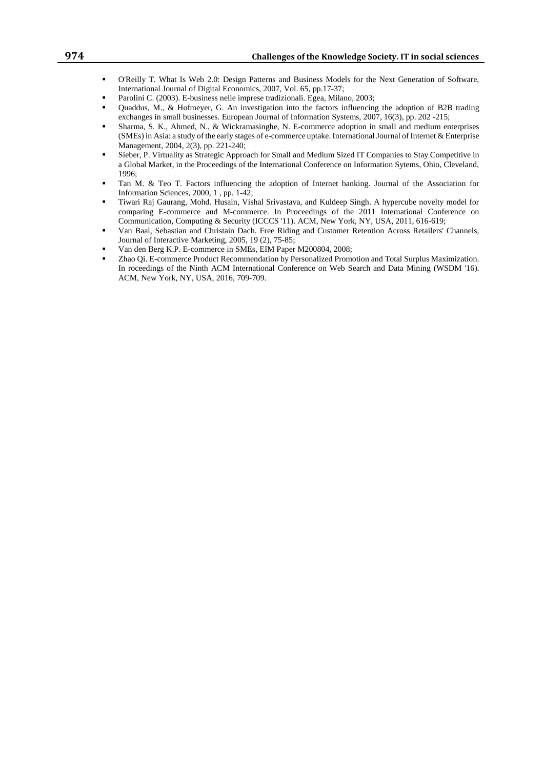- O'Reilly T. What Is Web 2.0: Design Patterns and Business Models for the Next Generation of Software, International Journal of Digital Economics, 2007, Vol. 65, pp.17-37;
- Parolini C. (2003). E-business nelle imprese tradizionali. Egea, Milano, 2003;
- Quaddus, M., & Hofmeyer, G. An investigation into the factors influencing the adoption of B2B trading exchanges in small businesses. European Journal of Information Systems, 2007, 16(3), pp. 202 -215;
- Sharma, S. K., Ahmed, N., & Wickramasinghe, N. E-commerce adoption in small and medium enterprises (SMEs) in Asia: a study of the early stages of e-commerce uptake. International Journal of Internet & Enterprise Management, 2004, 2(3), pp. 221-240;
- Sieber, P. Virtuality as Strategic Approach for Small and Medium Sized IT Companies to Stay Competitive in a Global Market, in the Proceedings of the International Conference on Information Sytems, Ohio, Cleveland, 1996;
- Tan M. & Teo T. Factors influencing the adoption of Internet banking. Journal of the Association for Information Sciences, 2000, 1 , pp. 1-42;
- Tiwari Raj Gaurang, Mohd. Husain, Vishal Srivastava, and Kuldeep Singh. A hypercube novelty model for comparing E-commerce and M-commerce. In Proceedings of the 2011 International Conference on Communication, Computing & Security (ICCCS '11). ACM, New York, NY, USA, 2011, 616-619;
- Van Baal, Sebastian and Christain Dach. Free Riding and Customer Retention Across Retailers' Channels, Journal of Interactive Marketing, 2005, 19 (2), 75-85;
- Van den Berg K.P. E-commerce in SMEs, EIM Paper M200804, 2008;
- Zhao Qi. E-commerce Product Recommendation by Personalized Promotion and Total Surplus Maximization. In roceedings of the Ninth ACM International Conference on Web Search and Data Mining (WSDM '16). ACM, New York, NY, USA, 2016, 709-709.